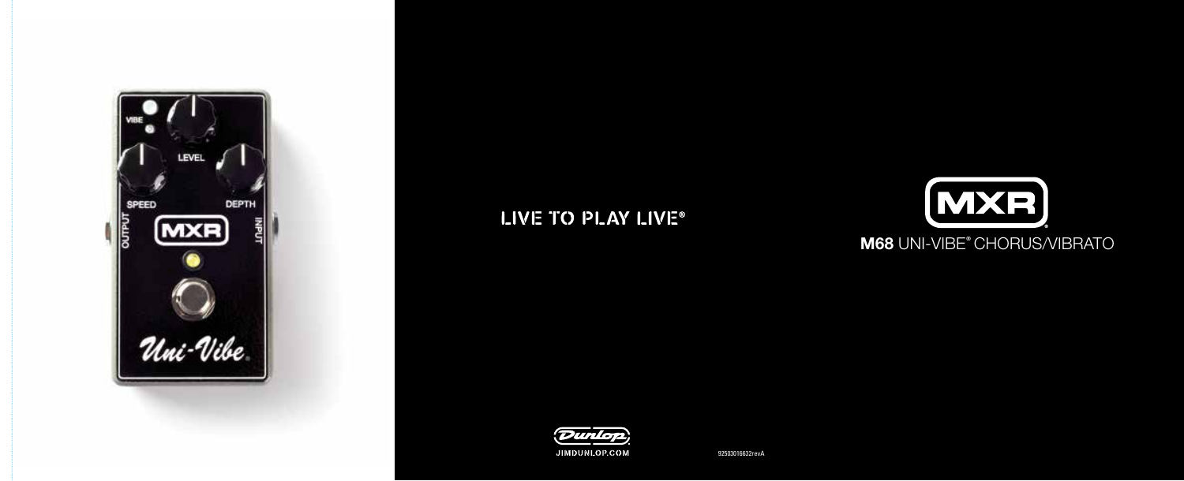# MXR

## M68 UNI-VIBE® CHORUS/VIBRATO

LIVE TO PLAY LIVE®

Dunlop

JIMDUNLOP.COM

92503016632revA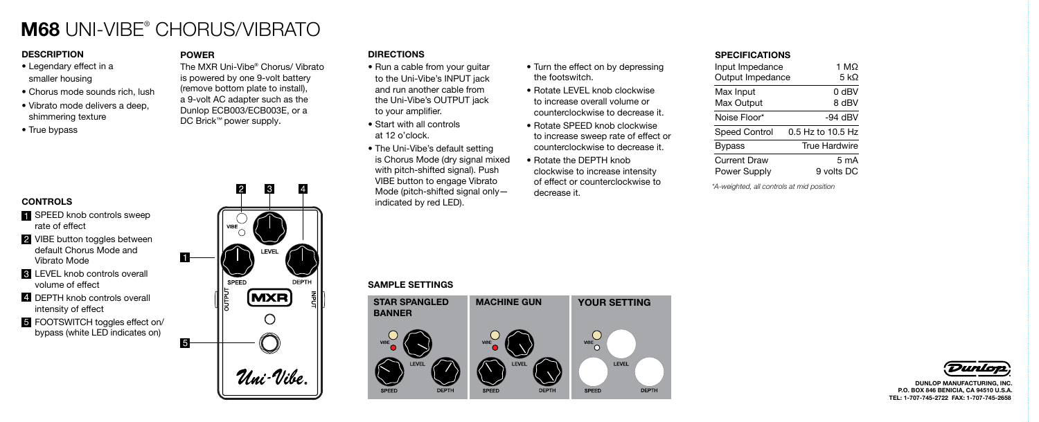# M68 UNI-VIBE® CHORUS/VIBRATO

## DESCRIPTION

- Legendary effect in a smaller housing
- Chorus mode sounds rich, lush
- Vibrato mode delivers a deep, shimmering texture
- True bypass

## POWER

The MXR Uni-Vibe® Chorus/ Vibrato is powered by one 9-volt battery (remove bottom plate to install), a 9-volt AC adapter such as the Dunlop ECB003/ECB003E, or a DC Brick™ power supply.

## CONTROLS

1. SPEED knob controls sweep rate of effect
2. VIBE button toggles between default Chorus Mode and Vibrato Mode
3. LEVEL knob controls overall volume of effect
4. DEPTH knob controls overall intensity of effect
5. FOOTSWITCH toggles effect on/ bypass (white LED indicates on)

2
3
4
1
5
VIBE
LEVEL
SPEED
DEPTH
OUTPUT
INPUT
MXR
Uni-Vibe.

## DIRECTIONS

- Run a cable from your guitar to the Uni-Vibe's INPUT jack and run another cable from the Uni-Vibe's OUTPUT jack to your amplifier.
- Start with all controls at 12 o'clock.
- The Uni-Vibe's default setting is Chorus Mode (dry signal mixed with pitch-shifted signal). Push VIBE button to engage Vibrato Mode (pitch-shifted signal only—indicated by red LED).
- Turn the effect on by depressing the footswitch.
- Rotate LEVEL knob clockwise to increase overall volume or counterclockwise to decrease it.
- Rotate SPEED knob clockwise to increase sweep rate of effect or counterclockwise to decrease it.
- Rotate the DEPTH knob clockwise to increase intensity of effect or counterclockwise to decrease it.

## SAMPLE SETTINGS

STAR SPANGLED BANNER
VIBE
LEVEL
SPEED
DEPTH

MACHINE GUN
VIBE
LEVEL
SPEED
DEPTH

YOUR SETTING
VIBE
LEVEL
SPEED
DEPTH

## SPECIFICATIONS

| | |
|---|---|
| Input Impedance | 1 MΩ |
| Output Impedance | 5 kΩ |
| Max Input | 0 dBV |
| Max Output | 8 dBV |
| Noise Floor* | -94 dBV |
| Speed Control | 0.5 Hz to 10.5 Hz |
| Bypass | True Hardwire |
| Current Draw | 5 mA |
| Power Supply | 9 volts DC |

*A-weighted, all controls at mid position*

Dunlop

**DUNLOP MANUFACTURING, INC.**
**P.O. BOX 846 BENICIA, CA 94510 U.S.A.**
**TEL: 1-707-745-2722 FAX: 1-707-745-2658**